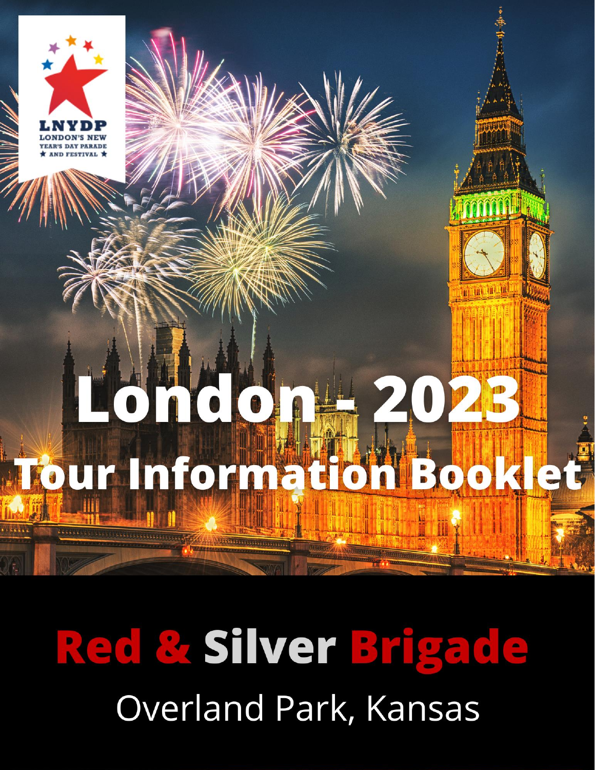LNYDP
LONDON'S NEW YEAR'S DAY PARADE ★ AND FESTIVAL ★

# London - 2023

# Tour Information Booklet

## Red & Silver Brigade

Overland Park, Kansas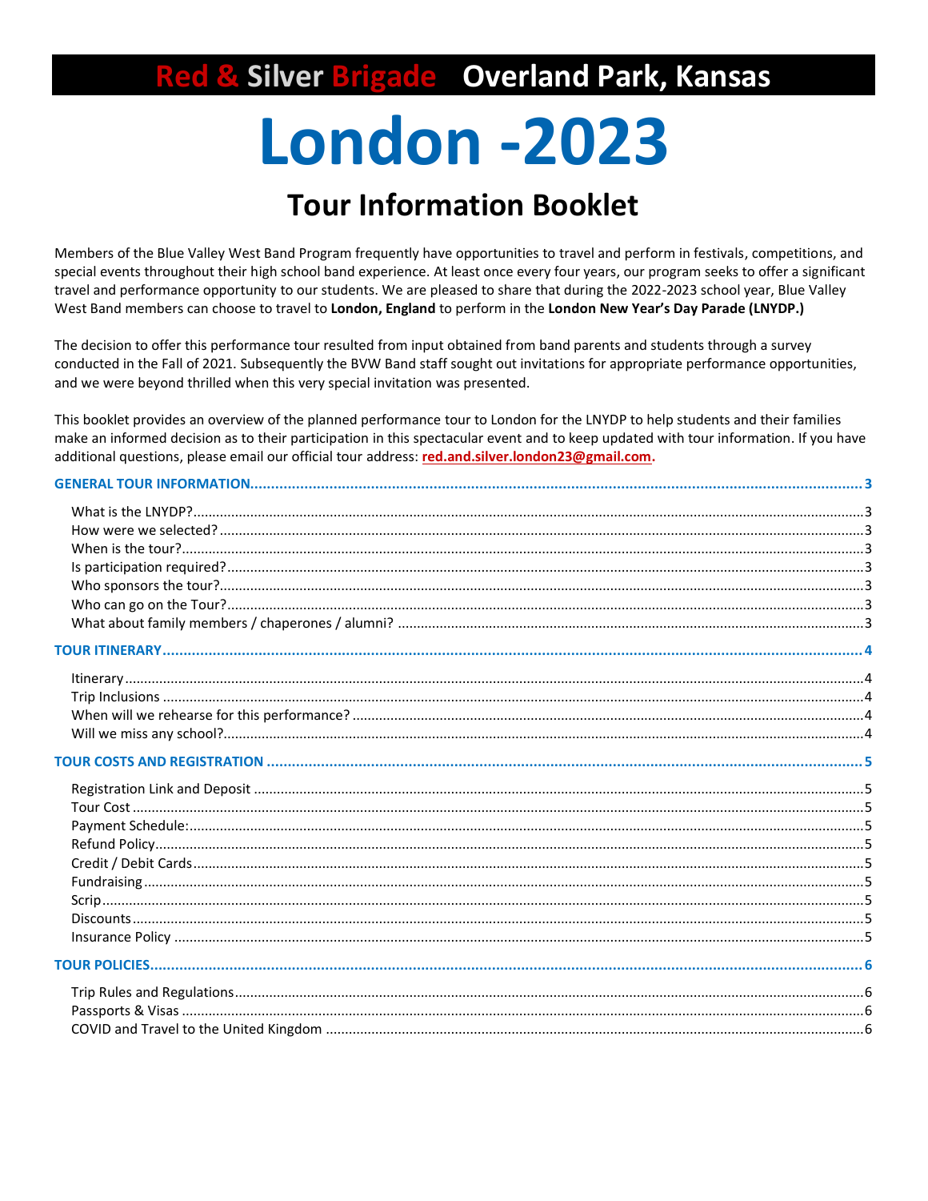# Red & Silver Brigade Overland Park, Kansas

# London -2023

## Tour Information Booklet

Members of the Blue Valley West Band Program frequently have opportunities to travel and perform in festivals, competitions, and special events throughout their high school band experience. At least once every four years, our program seeks to offer a significant travel and performance opportunity to our students. We are pleased to share that during the 2022-2023 school year, Blue Valley West Band members can choose to travel to **London, England** to perform in the **London New Year's Day Parade (LNYDP.)**

The decision to offer this performance tour resulted from input obtained from band parents and students through a survey conducted in the Fall of 2021. Subsequently the BVW Band staff sought out invitations for appropriate performance opportunities, and we were beyond thrilled when this very special invitation was presented.

This booklet provides an overview of the planned performance tour to London for the LNYDP to help students and their families make an informed decision as to their participation in this spectacular event and to keep updated with tour information. If you have additional questions, please email our official tour address: **red.and.silver.london23@gmail.com.**

**GENERAL TOUR INFORMATION** ........ 3

- What is the LNYDP? ........ 3
- How were we selected? ........ 3
- When is the tour? ........ 3
- Is participation required? ........ 3
- Who sponsors the tour? ........ 3
- Who can go on the Tour? ........ 3
- What about family members / chaperones / alumni? ........ 3

**TOUR ITINERARY** ........ 4

- Itinerary ........ 4
- Trip Inclusions ........ 4
- When will we rehearse for this performance? ........ 4
- Will we miss any school? ........ 4

**TOUR COSTS AND REGISTRATION** ........ 5

- Registration Link and Deposit ........ 5
- Tour Cost ........ 5
- Payment Schedule: ........ 5
- Refund Policy ........ 5
- Credit / Debit Cards ........ 5
- Fundraising ........ 5
- Scrip ........ 5
- Discounts ........ 5
- Insurance Policy ........ 5

**TOUR POLICIES** ........ 6

- Trip Rules and Regulations ........ 6
- Passports & Visas ........ 6
- COVID and Travel to the United Kingdom ........ 6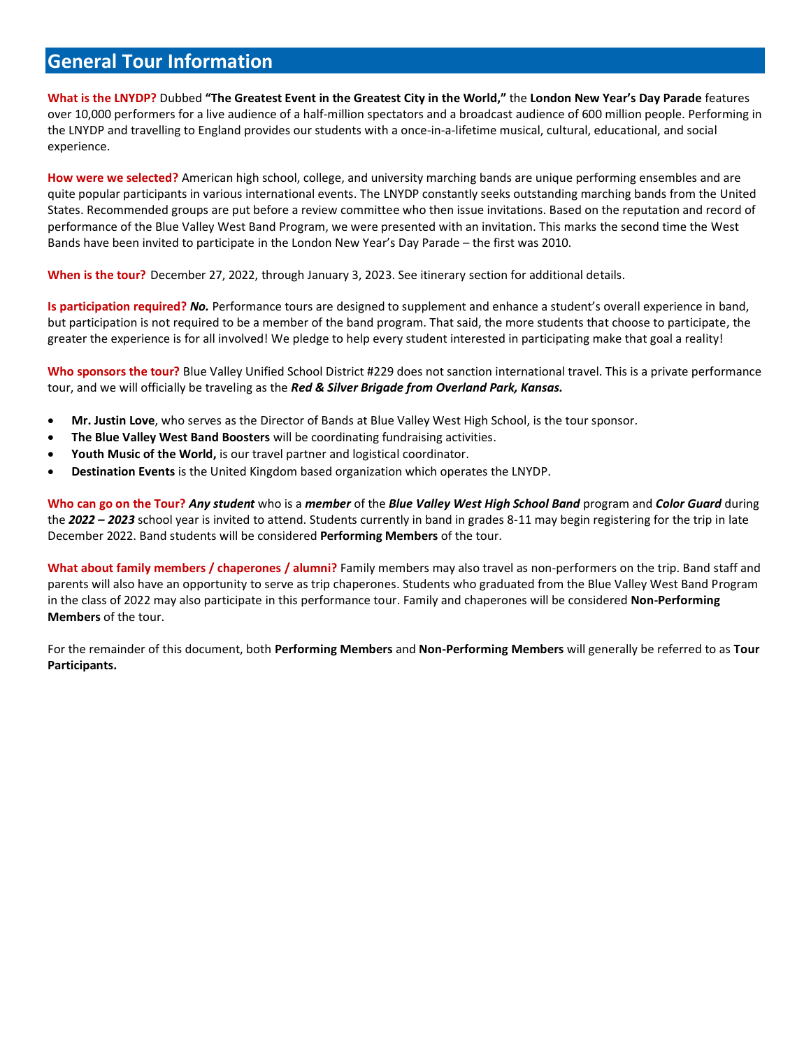# General Tour Information

**What is the LNYDP?** Dubbed **"The Greatest Event in the Greatest City in the World,"** the **London New Year's Day Parade** features over 10,000 performers for a live audience of a half-million spectators and a broadcast audience of 600 million people. Performing in the LNYDP and travelling to England provides our students with a once-in-a-lifetime musical, cultural, educational, and social experience.

**How were we selected?** American high school, college, and university marching bands are unique performing ensembles and are quite popular participants in various international events. The LNYDP constantly seeks outstanding marching bands from the United States. Recommended groups are put before a review committee who then issue invitations. Based on the reputation and record of performance of the Blue Valley West Band Program, we were presented with an invitation. This marks the second time the West Bands have been invited to participate in the London New Year's Day Parade – the first was 2010.

**When is the tour?** December 27, 2022, through January 3, 2023. See itinerary section for additional details.

**Is participation required?** ***No.*** Performance tours are designed to supplement and enhance a student's overall experience in band, but participation is not required to be a member of the band program. That said, the more students that choose to participate, the greater the experience is for all involved! We pledge to help every student interested in participating make that goal a reality!

**Who sponsors the tour?** Blue Valley Unified School District #229 does not sanction international travel. This is a private performance tour, and we will officially be traveling as the ***Red & Silver Brigade from Overland Park, Kansas.***

- **Mr. Justin Love**, who serves as the Director of Bands at Blue Valley West High School, is the tour sponsor.
- **The Blue Valley West Band Boosters** will be coordinating fundraising activities.
- **Youth Music of the World,** is our travel partner and logistical coordinator.
- **Destination Events** is the United Kingdom based organization which operates the LNYDP.

**Who can go on the Tour?** ***Any student*** who is a ***member*** of the ***Blue Valley West High School Band*** program and ***Color Guard*** during the ***2022 – 2023*** school year is invited to attend. Students currently in band in grades 8-11 may begin registering for the trip in late December 2022. Band students will be considered **Performing Members** of the tour.

**What about family members / chaperones / alumni?** Family members may also travel as non-performers on the trip. Band staff and parents will also have an opportunity to serve as trip chaperones. Students who graduated from the Blue Valley West Band Program in the class of 2022 may also participate in this performance tour. Family and chaperones will be considered **Non-Performing Members** of the tour.

For the remainder of this document, both **Performing Members** and **Non-Performing Members** will generally be referred to as **Tour Participants.**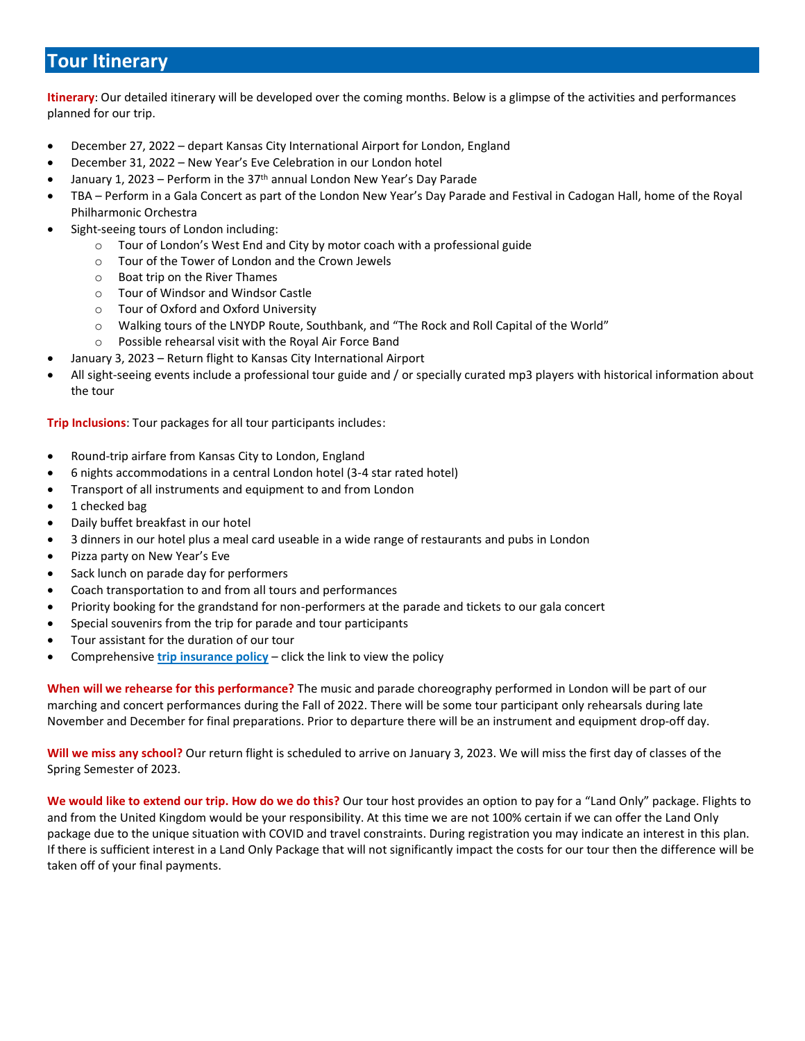## Tour Itinerary

**Itinerary**: Our detailed itinerary will be developed over the coming months. Below is a glimpse of the activities and performances planned for our trip.

- December 27, 2022 – depart Kansas City International Airport for London, England
- December 31, 2022 – New Year's Eve Celebration in our London hotel
- January 1, 2023 – Perform in the 37th annual London New Year's Day Parade
- TBA – Perform in a Gala Concert as part of the London New Year's Day Parade and Festival in Cadogan Hall, home of the Royal Philharmonic Orchestra
- Sight-seeing tours of London including:
    - Tour of London's West End and City by motor coach with a professional guide
    - Tour of the Tower of London and the Crown Jewels
    - Boat trip on the River Thames
    - Tour of Windsor and Windsor Castle
    - Tour of Oxford and Oxford University
    - Walking tours of the LNYDP Route, Southbank, and "The Rock and Roll Capital of the World"
    - Possible rehearsal visit with the Royal Air Force Band
- January 3, 2023 – Return flight to Kansas City International Airport
- All sight-seeing events include a professional tour guide and / or specially curated mp3 players with historical information about the tour

**Trip Inclusions**: Tour packages for all tour participants includes:

- Round-trip airfare from Kansas City to London, England
- 6 nights accommodations in a central London hotel (3-4 star rated hotel)
- Transport of all instruments and equipment to and from London
- 1 checked bag
- Daily buffet breakfast in our hotel
- 3 dinners in our hotel plus a meal card useable in a wide range of restaurants and pubs in London
- Pizza party on New Year's Eve
- Sack lunch on parade day for performers
- Coach transportation to and from all tours and performances
- Priority booking for the grandstand for non-performers at the parade and tickets to our gala concert
- Special souvenirs from the trip for parade and tour participants
- Tour assistant for the duration of our tour
- Comprehensive **trip insurance policy** – click the link to view the policy

**When will we rehearse for this performance?** The music and parade choreography performed in London will be part of our marching and concert performances during the Fall of 2022. There will be some tour participant only rehearsals during late November and December for final preparations. Prior to departure there will be an instrument and equipment drop-off day.

**Will we miss any school?** Our return flight is scheduled to arrive on January 3, 2023. We will miss the first day of classes of the Spring Semester of 2023.

**We would like to extend our trip. How do we do this?** Our tour host provides an option to pay for a "Land Only" package. Flights to and from the United Kingdom would be your responsibility. At this time we are not 100% certain if we can offer the Land Only package due to the unique situation with COVID and travel constraints. During registration you may indicate an interest in this plan. If there is sufficient interest in a Land Only Package that will not significantly impact the costs for our tour then the difference will be taken off of your final payments.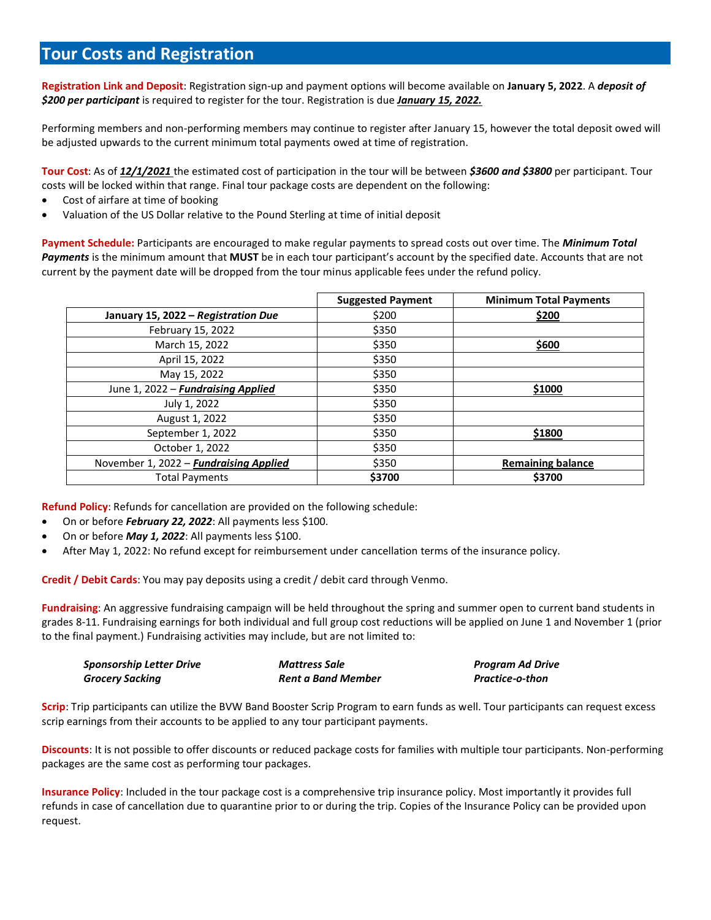## Tour Costs and Registration

**Registration Link and Deposit**: Registration sign-up and payment options will become available on **January 5, 2022**. A ***deposit of $200 per participant*** is required to register for the tour. Registration is due ***January 15, 2022.***

Performing members and non-performing members may continue to register after January 15, however the total deposit owed will be adjusted upwards to the current minimum total payments owed at time of registration.

**Tour Cost**: As of ***12/1/2021*** the estimated cost of participation in the tour will be between ***$3600 and $3800*** per participant. Tour costs will be locked within that range. Final tour package costs are dependent on the following:

- Cost of airfare at time of booking
- Valuation of the US Dollar relative to the Pound Sterling at time of initial deposit

**Payment Schedule:** Participants are encouraged to make regular payments to spread costs out over time. The ***Minimum Total Payments*** is the minimum amount that **MUST** be in each tour participant's account by the specified date. Accounts that are not current by the payment date will be dropped from the tour minus applicable fees under the refund policy.

| | Suggested Payment | Minimum Total Payments |
|---|---|---|
| **January 15, 2022 – *Registration Due*** | $200 | **$200** |
| February 15, 2022 | $350 | |
| March 15, 2022 | $350 | **$600** |
| April 15, 2022 | $350 | |
| May 15, 2022 | $350 | |
| June 1, 2022 – ***Fundraising Applied*** | $350 | **$1000** |
| July 1, 2022 | $350 | |
| August 1, 2022 | $350 | |
| September 1, 2022 | $350 | **$1800** |
| October 1, 2022 | $350 | |
| November 1, 2022 – ***Fundraising Applied*** | $350 | **Remaining balance** |
| Total Payments | **$3700** | $3700 |

**Refund Policy**: Refunds for cancellation are provided on the following schedule:

- On or before ***February 22, 2022***: All payments less $100.
- On or before ***May 1, 2022***: All payments less $100.
- After May 1, 2022: No refund except for reimbursement under cancellation terms of the insurance policy.

**Credit / Debit Cards**: You may pay deposits using a credit / debit card through Venmo.

**Fundraising**: An aggressive fundraising campaign will be held throughout the spring and summer open to current band students in grades 8-11. Fundraising earnings for both individual and full group cost reductions will be applied on June 1 and November 1 (prior to the final payment.) Fundraising activities may include, but are not limited to:

- ***Sponsorship Letter Drive***
- ***Mattress Sale***
- ***Program Ad Drive***
- ***Grocery Sacking***
- ***Rent a Band Member***
- ***Practice-o-thon***

**Scrip**: Trip participants can utilize the BVW Band Booster Scrip Program to earn funds as well. Tour participants can request excess scrip earnings from their accounts to be applied to any tour participant payments.

**Discounts**: It is not possible to offer discounts or reduced package costs for families with multiple tour participants. Non-performing packages are the same cost as performing tour packages.

**Insurance Policy**: Included in the tour package cost is a comprehensive trip insurance policy. Most importantly it provides full refunds in case of cancellation due to quarantine prior to or during the trip. Copies of the Insurance Policy can be provided upon request.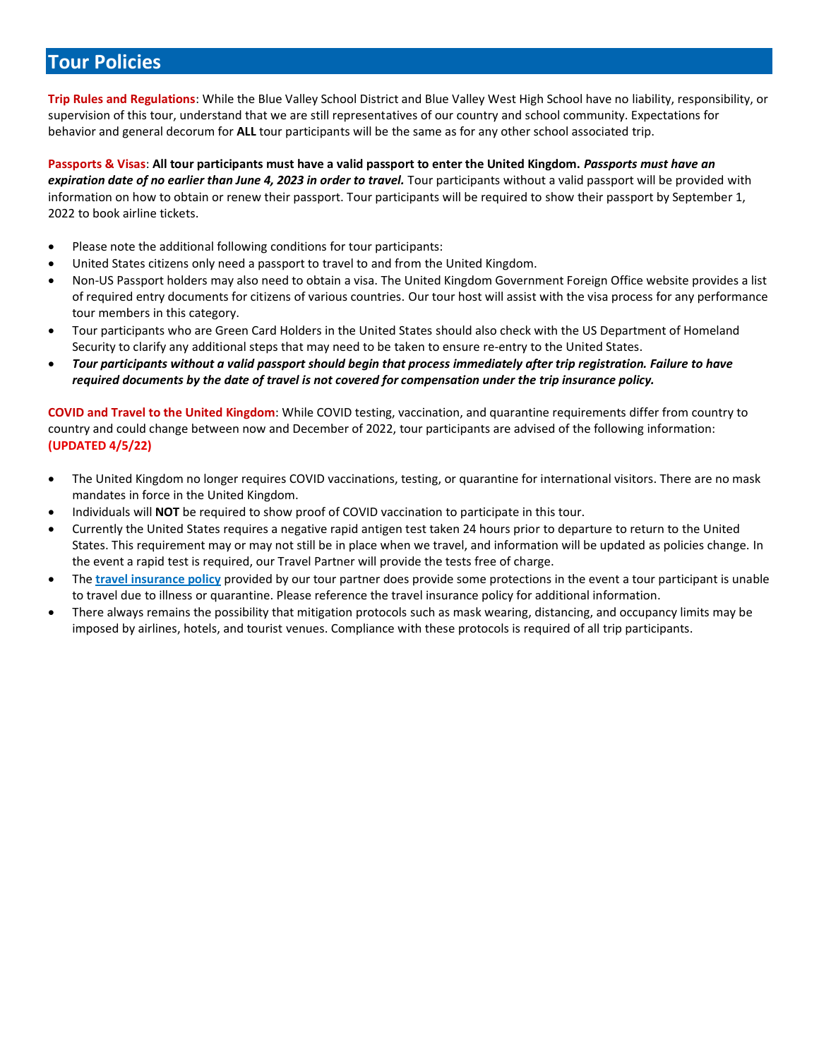# Tour Policies

**Trip Rules and Regulations**: While the Blue Valley School District and Blue Valley West High School have no liability, responsibility, or supervision of this tour, understand that we are still representatives of our country and school community. Expectations for behavior and general decorum for **ALL** tour participants will be the same as for any other school associated trip.

**Passports & Visas**: **All tour participants must have a valid passport to enter the United Kingdom.** ***Passports must have an expiration date of no earlier than June 4, 2023 in order to travel.*** Tour participants without a valid passport will be provided with information on how to obtain or renew their passport. Tour participants will be required to show their passport by September 1, 2022 to book airline tickets.

- Please note the additional following conditions for tour participants:
- United States citizens only need a passport to travel to and from the United Kingdom.
- Non-US Passport holders may also need to obtain a visa. The United Kingdom Government Foreign Office website provides a list of required entry documents for citizens of various countries. Our tour host will assist with the visa process for any performance tour members in this category.
- Tour participants who are Green Card Holders in the United States should also check with the US Department of Homeland Security to clarify any additional steps that may need to be taken to ensure re-entry to the United States.
- ***Tour participants without a valid passport should begin that process immediately after trip registration. Failure to have required documents by the date of travel is not covered for compensation under the trip insurance policy.***

**COVID and Travel to the United Kingdom**: While COVID testing, vaccination, and quarantine requirements differ from country to country and could change between now and December of 2022, tour participants are advised of the following information: **(UPDATED 4/5/22)**

- The United Kingdom no longer requires COVID vaccinations, testing, or quarantine for international visitors. There are no mask mandates in force in the United Kingdom.
- Individuals will **NOT** be required to show proof of COVID vaccination to participate in this tour.
- Currently the United States requires a negative rapid antigen test taken 24 hours prior to departure to return to the United States. This requirement may or may not still be in place when we travel, and information will be updated as policies change. In the event a rapid test is required, our Travel Partner will provide the tests free of charge.
- The **travel insurance policy** provided by our tour partner does provide some protections in the event a tour participant is unable to travel due to illness or quarantine. Please reference the travel insurance policy for additional information.
- There always remains the possibility that mitigation protocols such as mask wearing, distancing, and occupancy limits may be imposed by airlines, hotels, and tourist venues. Compliance with these protocols is required of all trip participants.